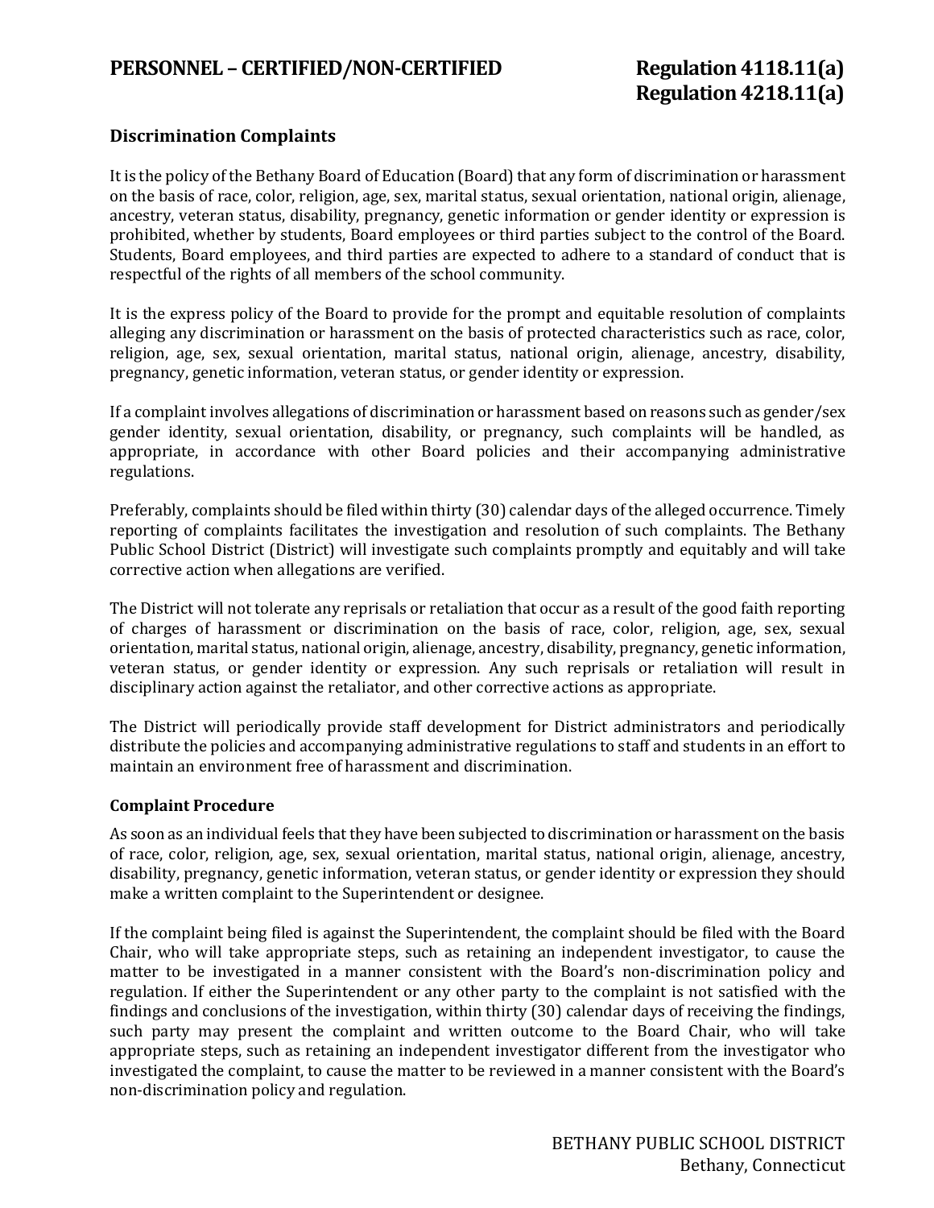**PERSONNEL – CERTIFIED/NON-CERTIFIED** **Regulation 4118.11(a)**
**Regulation 4218.11(a)**

## Discrimination Complaints

It is the policy of the Bethany Board of Education (Board) that any form of discrimination or harassment on the basis of race, color, religion, age, sex, marital status, sexual orientation, national origin, alienage, ancestry, veteran status, disability, pregnancy, genetic information or gender identity or expression is prohibited, whether by students, Board employees or third parties subject to the control of the Board. Students, Board employees, and third parties are expected to adhere to a standard of conduct that is respectful of the rights of all members of the school community.

It is the express policy of the Board to provide for the prompt and equitable resolution of complaints alleging any discrimination or harassment on the basis of protected characteristics such as race, color, religion, age, sex, sexual orientation, marital status, national origin, alienage, ancestry, disability, pregnancy, genetic information, veteran status, or gender identity or expression.

If a complaint involves allegations of discrimination or harassment based on reasons such as gender/sex gender identity, sexual orientation, disability, or pregnancy, such complaints will be handled, as appropriate, in accordance with other Board policies and their accompanying administrative regulations.

Preferably, complaints should be filed within thirty (30) calendar days of the alleged occurrence. Timely reporting of complaints facilitates the investigation and resolution of such complaints. The Bethany Public School District (District) will investigate such complaints promptly and equitably and will take corrective action when allegations are verified.

The District will not tolerate any reprisals or retaliation that occur as a result of the good faith reporting of charges of harassment or discrimination on the basis of race, color, religion, age, sex, sexual orientation, marital status, national origin, alienage, ancestry, disability, pregnancy, genetic information, veteran status, or gender identity or expression. Any such reprisals or retaliation will result in disciplinary action against the retaliator, and other corrective actions as appropriate.

The District will periodically provide staff development for District administrators and periodically distribute the policies and accompanying administrative regulations to staff and students in an effort to maintain an environment free of harassment and discrimination.

### Complaint Procedure

As soon as an individual feels that they have been subjected to discrimination or harassment on the basis of race, color, religion, age, sex, sexual orientation, marital status, national origin, alienage, ancestry, disability, pregnancy, genetic information, veteran status, or gender identity or expression they should make a written complaint to the Superintendent or designee.

If the complaint being filed is against the Superintendent, the complaint should be filed with the Board Chair, who will take appropriate steps, such as retaining an independent investigator, to cause the matter to be investigated in a manner consistent with the Board's non-discrimination policy and regulation. If either the Superintendent or any other party to the complaint is not satisfied with the findings and conclusions of the investigation, within thirty (30) calendar days of receiving the findings, such party may present the complaint and written outcome to the Board Chair, who will take appropriate steps, such as retaining an independent investigator different from the investigator who investigated the complaint, to cause the matter to be reviewed in a manner consistent with the Board's non-discrimination policy and regulation.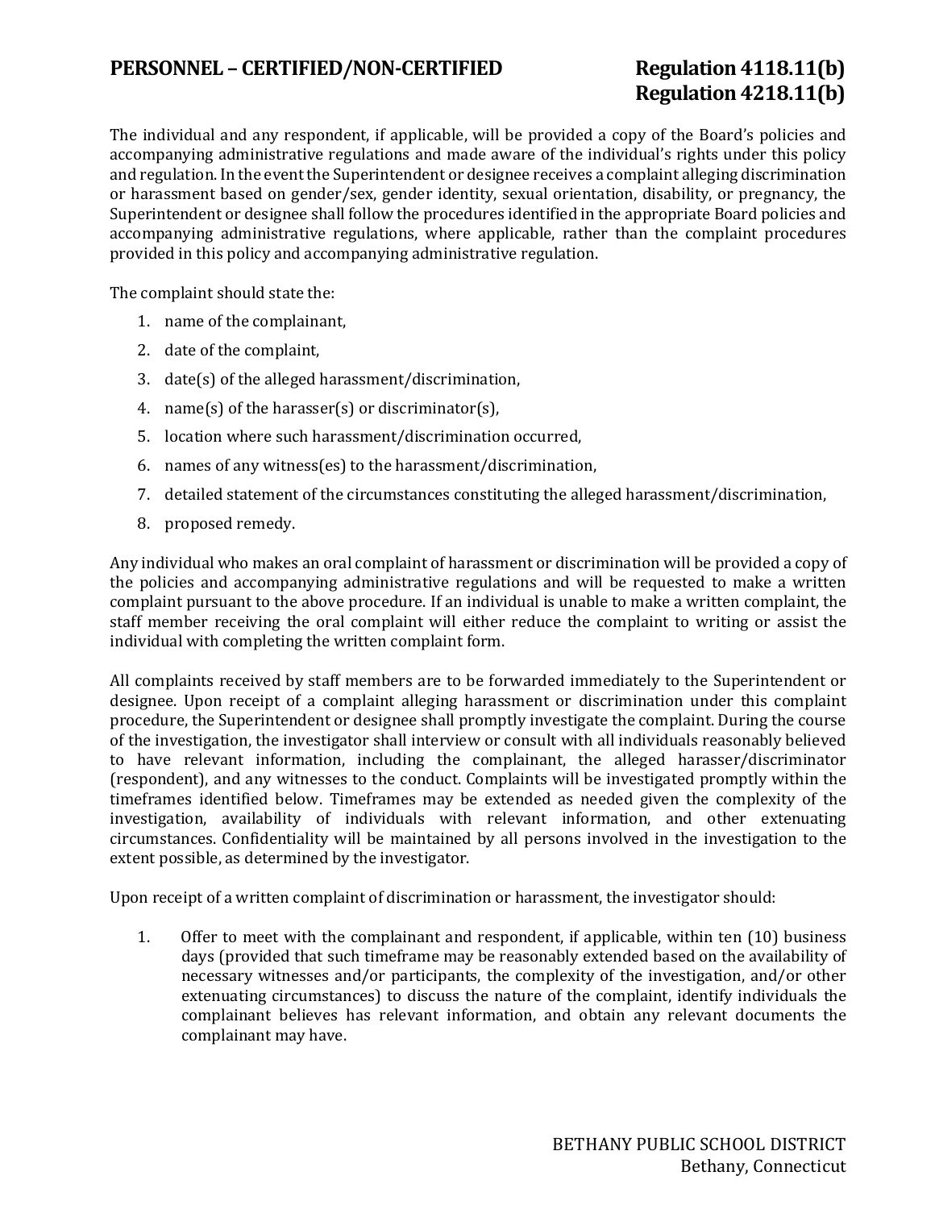The individual and any respondent, if applicable, will be provided a copy of the Board's policies and accompanying administrative regulations and made aware of the individual's rights under this policy and regulation. In the event the Superintendent or designee receives a complaint alleging discrimination or harassment based on gender/sex, gender identity, sexual orientation, disability, or pregnancy, the Superintendent or designee shall follow the procedures identified in the appropriate Board policies and accompanying administrative regulations, where applicable, rather than the complaint procedures provided in this policy and accompanying administrative regulation.

The complaint should state the:

1. name of the complainant,
2. date of the complaint,
3. date(s) of the alleged harassment/discrimination,
4. name(s) of the harasser(s) or discriminator(s),
5. location where such harassment/discrimination occurred,
6. names of any witness(es) to the harassment/discrimination,
7. detailed statement of the circumstances constituting the alleged harassment/discrimination,
8. proposed remedy.

Any individual who makes an oral complaint of harassment or discrimination will be provided a copy of the policies and accompanying administrative regulations and will be requested to make a written complaint pursuant to the above procedure. If an individual is unable to make a written complaint, the staff member receiving the oral complaint will either reduce the complaint to writing or assist the individual with completing the written complaint form.

All complaints received by staff members are to be forwarded immediately to the Superintendent or designee. Upon receipt of a complaint alleging harassment or discrimination under this complaint procedure, the Superintendent or designee shall promptly investigate the complaint. During the course of the investigation, the investigator shall interview or consult with all individuals reasonably believed to have relevant information, including the complainant, the alleged harasser/discriminator (respondent), and any witnesses to the conduct. Complaints will be investigated promptly within the timeframes identified below. Timeframes may be extended as needed given the complexity of the investigation, availability of individuals with relevant information, and other extenuating circumstances. Confidentiality will be maintained by all persons involved in the investigation to the extent possible, as determined by the investigator.

Upon receipt of a written complaint of discrimination or harassment, the investigator should:

1. Offer to meet with the complainant and respondent, if applicable, within ten (10) business days (provided that such timeframe may be reasonably extended based on the availability of necessary witnesses and/or participants, the complexity of the investigation, and/or other extenuating circumstances) to discuss the nature of the complaint, identify individuals the complainant believes has relevant information, and obtain any relevant documents the complainant may have.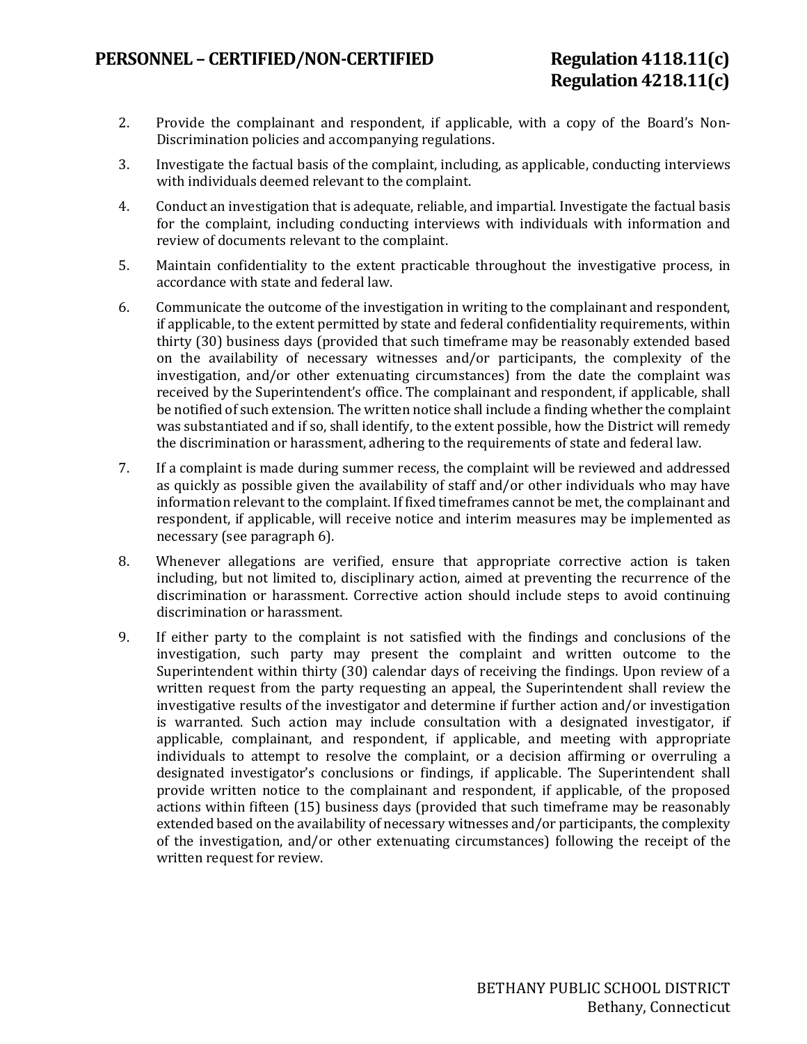2. Provide the complainant and respondent, if applicable, with a copy of the Board's Non-Discrimination policies and accompanying regulations.

3. Investigate the factual basis of the complaint, including, as applicable, conducting interviews with individuals deemed relevant to the complaint.

4. Conduct an investigation that is adequate, reliable, and impartial. Investigate the factual basis for the complaint, including conducting interviews with individuals with information and review of documents relevant to the complaint.

5. Maintain confidentiality to the extent practicable throughout the investigative process, in accordance with state and federal law.

6. Communicate the outcome of the investigation in writing to the complainant and respondent, if applicable, to the extent permitted by state and federal confidentiality requirements, within thirty (30) business days (provided that such timeframe may be reasonably extended based on the availability of necessary witnesses and/or participants, the complexity of the investigation, and/or other extenuating circumstances) from the date the complaint was received by the Superintendent's office. The complainant and respondent, if applicable, shall be notified of such extension. The written notice shall include a finding whether the complaint was substantiated and if so, shall identify, to the extent possible, how the District will remedy the discrimination or harassment, adhering to the requirements of state and federal law.

7. If a complaint is made during summer recess, the complaint will be reviewed and addressed as quickly as possible given the availability of staff and/or other individuals who may have information relevant to the complaint. If fixed timeframes cannot be met, the complainant and respondent, if applicable, will receive notice and interim measures may be implemented as necessary (see paragraph 6).

8. Whenever allegations are verified, ensure that appropriate corrective action is taken including, but not limited to, disciplinary action, aimed at preventing the recurrence of the discrimination or harassment. Corrective action should include steps to avoid continuing discrimination or harassment.

9. If either party to the complaint is not satisfied with the findings and conclusions of the investigation, such party may present the complaint and written outcome to the Superintendent within thirty (30) calendar days of receiving the findings. Upon review of a written request from the party requesting an appeal, the Superintendent shall review the investigative results of the investigator and determine if further action and/or investigation is warranted. Such action may include consultation with a designated investigator, if applicable, complainant, and respondent, if applicable, and meeting with appropriate individuals to attempt to resolve the complaint, or a decision affirming or overruling a designated investigator's conclusions or findings, if applicable. The Superintendent shall provide written notice to the complainant and respondent, if applicable, of the proposed actions within fifteen (15) business days (provided that such timeframe may be reasonably extended based on the availability of necessary witnesses and/or participants, the complexity of the investigation, and/or other extenuating circumstances) following the receipt of the written request for review.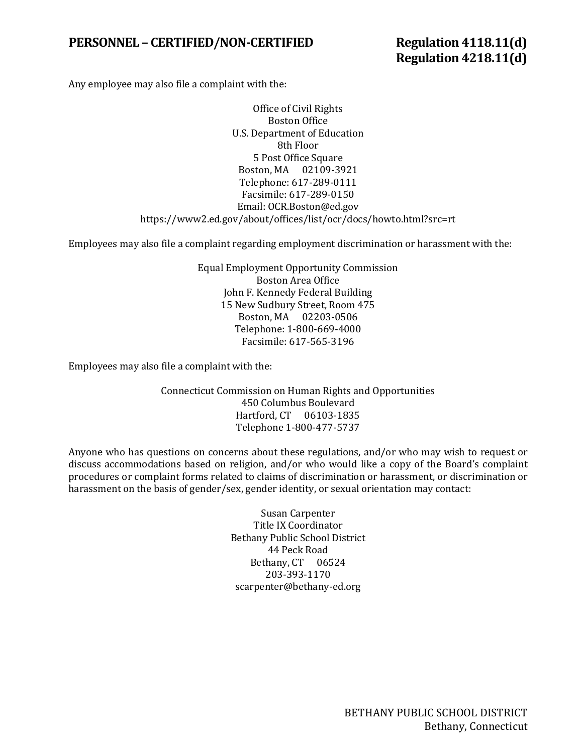Any employee may also file a complaint with the:

Office of Civil Rights
Boston Office
U.S. Department of Education
8th Floor
5 Post Office Square
Boston, MA 02109-3921
Telephone: 617-289-0111
Facsimile: 617-289-0150
Email: OCR.Boston@ed.gov
https://www2.ed.gov/about/offices/list/ocr/docs/howto.html?src=rt

Employees may also file a complaint regarding employment discrimination or harassment with the:

Equal Employment Opportunity Commission
Boston Area Office
John F. Kennedy Federal Building
15 New Sudbury Street, Room 475
Boston, MA 02203-0506
Telephone: 1-800-669-4000
Facsimile: 617-565-3196

Employees may also file a complaint with the:

Connecticut Commission on Human Rights and Opportunities
450 Columbus Boulevard
Hartford, CT 06103-1835
Telephone 1-800-477-5737

Anyone who has questions on concerns about these regulations, and/or who may wish to request or discuss accommodations based on religion, and/or who would like a copy of the Board's complaint procedures or complaint forms related to claims of discrimination or harassment, or discrimination or harassment on the basis of gender/sex, gender identity, or sexual orientation may contact:

Susan Carpenter
Title IX Coordinator
Bethany Public School District
44 Peck Road
Bethany, CT 06524
203-393-1170
scarpenter@bethany-ed.org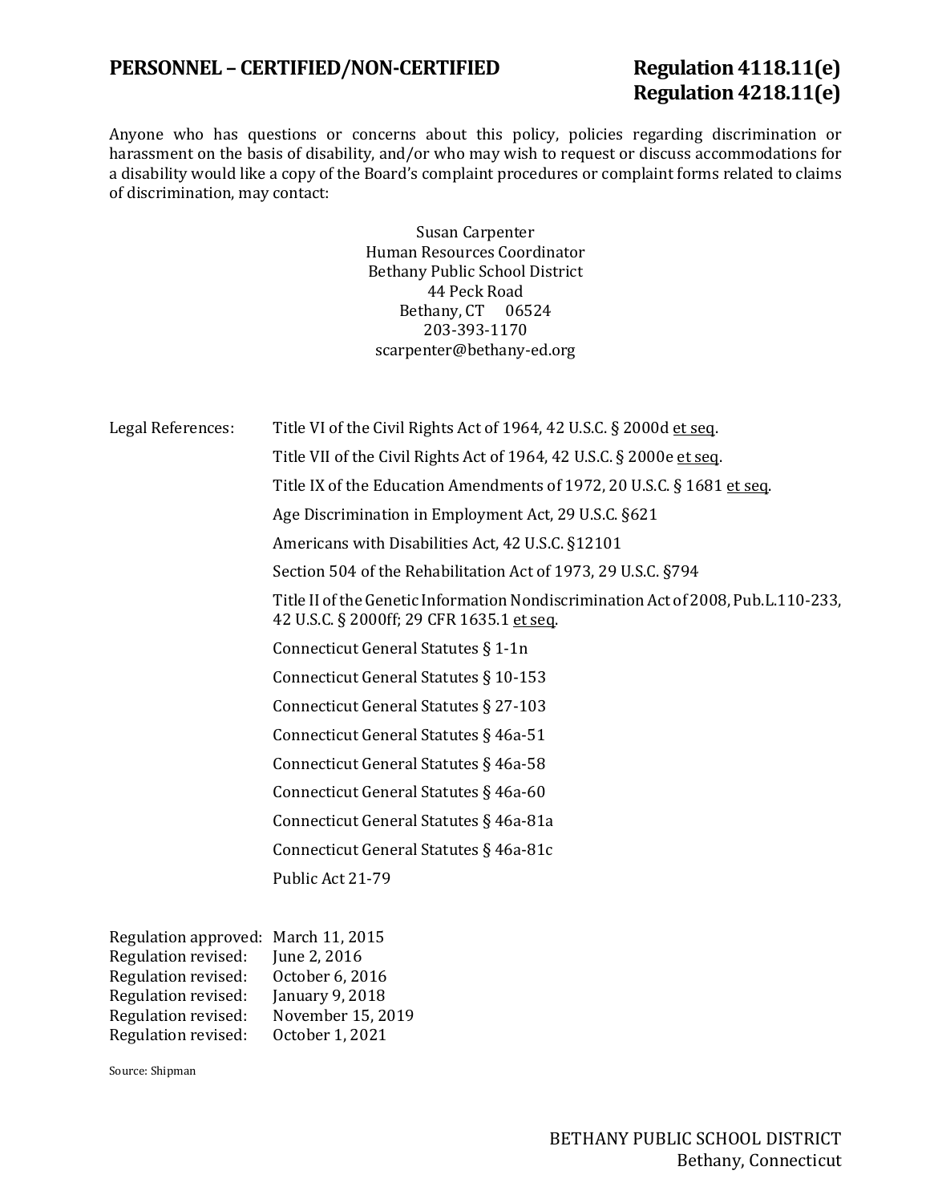Anyone who has questions or concerns about this policy, policies regarding discrimination or harassment on the basis of disability, and/or who may wish to request or discuss accommodations for a disability would like a copy of the Board's complaint procedures or complaint forms related to claims of discrimination, may contact:

Susan Carpenter
Human Resources Coordinator
Bethany Public School District
44 Peck Road
Bethany, CT 06524
203-393-1170
scarpenter@bethany-ed.org

Legal References:

- Title VI of the Civil Rights Act of 1964, 42 U.S.C. § 2000d et seq.
- Title VII of the Civil Rights Act of 1964, 42 U.S.C. § 2000e et seq.
- Title IX of the Education Amendments of 1972, 20 U.S.C. § 1681 et seq.
- Age Discrimination in Employment Act, 29 U.S.C. §621
- Americans with Disabilities Act, 42 U.S.C. §12101
- Section 504 of the Rehabilitation Act of 1973, 29 U.S.C. §794
- Title II of the Genetic Information Nondiscrimination Act of 2008, Pub.L.110-233, 42 U.S.C. § 2000ff; 29 CFR 1635.1 et seq.
- Connecticut General Statutes § 1-1n
- Connecticut General Statutes § 10-153
- Connecticut General Statutes § 27-103
- Connecticut General Statutes § 46a-51
- Connecticut General Statutes § 46a-58
- Connecticut General Statutes § 46a-60
- Connecticut General Statutes § 46a-81a
- Connecticut General Statutes § 46a-81c
- Public Act 21-79

Regulation approved: March 11, 2015
Regulation revised: June 2, 2016
Regulation revised: October 6, 2016
Regulation revised: January 9, 2018
Regulation revised: November 15, 2019
Regulation revised: October 1, 2021

Source: Shipman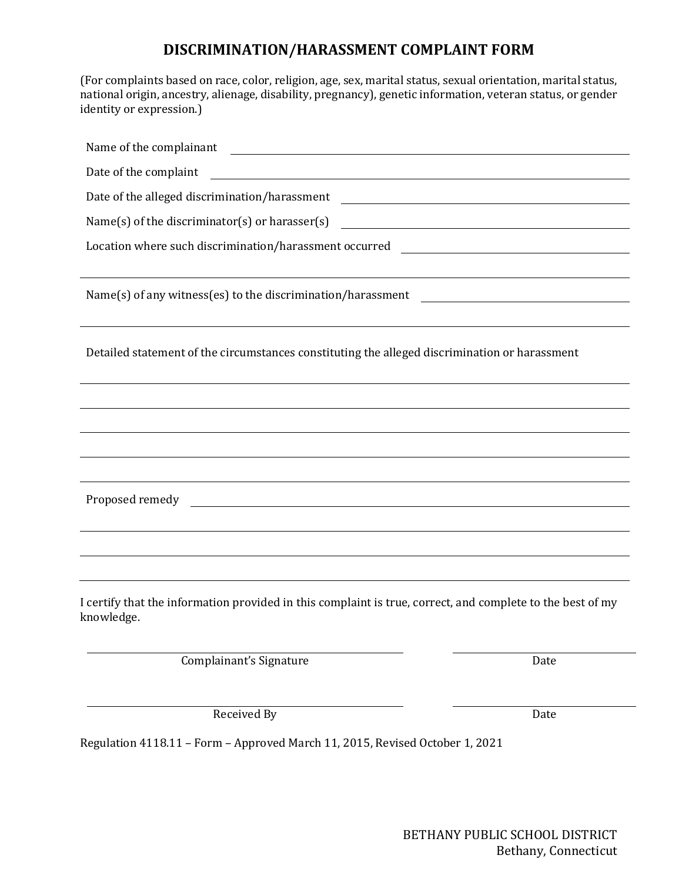# DISCRIMINATION/HARASSMENT COMPLAINT FORM

(For complaints based on race, color, religion, age, sex, marital status, sexual orientation, marital status, national origin, ancestry, alienage, disability, pregnancy), genetic information, veteran status, or gender identity or expression.)

Name of the complainant \_\_\_\_\_\_\_\_\_\_\_\_\_\_\_\_\_\_\_\_\_\_\_\_\_\_\_\_\_\_\_\_\_\_\_\_\_\_\_\_

Date of the complaint \_\_\_\_\_\_\_\_\_\_\_\_\_\_\_\_\_\_\_\_\_\_\_\_\_\_\_\_\_\_\_\_\_\_\_\_\_\_\_\_

Date of the alleged discrimination/harassment \_\_\_\_\_\_\_\_\_\_\_\_\_\_\_\_\_\_\_\_\_\_\_\_\_\_\_\_

Name(s) of the discriminator(s) or harasser(s) \_\_\_\_\_\_\_\_\_\_\_\_\_\_\_\_\_\_\_\_\_\_\_\_\_\_\_\_

Location where such discrimination/harassment occurred \_\_\_\_\_\_\_\_\_\_\_\_\_\_\_\_\_\_\_\_\_\_\_\_

\_\_\_\_\_\_\_\_\_\_\_\_\_\_\_\_\_\_\_\_\_\_\_\_\_\_\_\_\_\_\_\_\_\_\_\_\_\_\_\_\_\_\_\_\_\_\_\_\_\_\_\_\_\_\_\_\_\_\_\_\_\_\_\_\_\_

Name(s) of any witness(es) to the discrimination/harassment \_\_\_\_\_\_\_\_\_\_\_\_\_\_\_\_\_\_\_\_\_\_

\_\_\_\_\_\_\_\_\_\_\_\_\_\_\_\_\_\_\_\_\_\_\_\_\_\_\_\_\_\_\_\_\_\_\_\_\_\_\_\_\_\_\_\_\_\_\_\_\_\_\_\_\_\_\_\_\_\_\_\_\_\_\_\_\_\_

Detailed statement of the circumstances constituting the alleged discrimination or harassment

\_\_\_\_\_\_\_\_\_\_\_\_\_\_\_\_\_\_\_\_\_\_\_\_\_\_\_\_\_\_\_\_\_\_\_\_\_\_\_\_\_\_\_\_\_\_\_\_\_\_\_\_\_\_\_\_\_\_\_\_\_\_\_\_\_\_

\_\_\_\_\_\_\_\_\_\_\_\_\_\_\_\_\_\_\_\_\_\_\_\_\_\_\_\_\_\_\_\_\_\_\_\_\_\_\_\_\_\_\_\_\_\_\_\_\_\_\_\_\_\_\_\_\_\_\_\_\_\_\_\_\_\_

\_\_\_\_\_\_\_\_\_\_\_\_\_\_\_\_\_\_\_\_\_\_\_\_\_\_\_\_\_\_\_\_\_\_\_\_\_\_\_\_\_\_\_\_\_\_\_\_\_\_\_\_\_\_\_\_\_\_\_\_\_\_\_\_\_\_

\_\_\_\_\_\_\_\_\_\_\_\_\_\_\_\_\_\_\_\_\_\_\_\_\_\_\_\_\_\_\_\_\_\_\_\_\_\_\_\_\_\_\_\_\_\_\_\_\_\_\_\_\_\_\_\_\_\_\_\_\_\_\_\_\_\_

\_\_\_\_\_\_\_\_\_\_\_\_\_\_\_\_\_\_\_\_\_\_\_\_\_\_\_\_\_\_\_\_\_\_\_\_\_\_\_\_\_\_\_\_\_\_\_\_\_\_\_\_\_\_\_\_\_\_\_\_\_\_\_\_\_\_

Proposed remedy \_\_\_\_\_\_\_\_\_\_\_\_\_\_\_\_\_\_\_\_\_\_\_\_\_\_\_\_\_\_\_\_\_\_\_\_\_\_\_\_\_\_\_\_\_\_\_\_\_\_\_

\_\_\_\_\_\_\_\_\_\_\_\_\_\_\_\_\_\_\_\_\_\_\_\_\_\_\_\_\_\_\_\_\_\_\_\_\_\_\_\_\_\_\_\_\_\_\_\_\_\_\_\_\_\_\_\_\_\_\_\_\_\_\_\_\_\_

\_\_\_\_\_\_\_\_\_\_\_\_\_\_\_\_\_\_\_\_\_\_\_\_\_\_\_\_\_\_\_\_\_\_\_\_\_\_\_\_\_\_\_\_\_\_\_\_\_\_\_\_\_\_\_\_\_\_\_\_\_\_\_\_\_\_

\_\_\_\_\_\_\_\_\_\_\_\_\_\_\_\_\_\_\_\_\_\_\_\_\_\_\_\_\_\_\_\_\_\_\_\_\_\_\_\_\_\_\_\_\_\_\_\_\_\_\_\_\_\_\_\_\_\_\_\_\_\_\_\_\_\_

I certify that the information provided in this complaint is true, correct, and complete to the best of my knowledge.

\_\_\_\_\_\_\_\_\_\_\_\_\_\_\_\_\_\_\_\_\_\_\_\_\_\_\_\_\_\_\_\_\_\_\_\_ \_\_\_\_\_\_\_\_\_\_\_\_\_\_\_\_\_\_\_\_
Complainant's Signature Date

\_\_\_\_\_\_\_\_\_\_\_\_\_\_\_\_\_\_\_\_\_\_\_\_\_\_\_\_\_\_\_\_\_\_\_\_ \_\_\_\_\_\_\_\_\_\_\_\_\_\_\_\_\_\_\_\_
Received By Date

Regulation 4118.11 – Form – Approved March 11, 2015, Revised October 1, 2021

BETHANY PUBLIC SCHOOL DISTRICT
Bethany, Connecticut